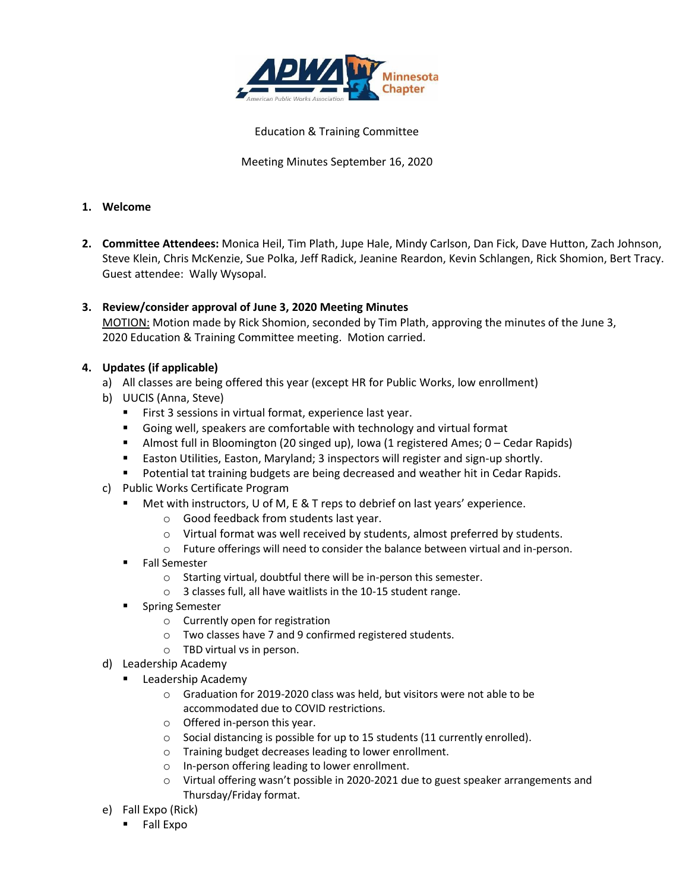Education & Training Committee

Meeting Minutes September 16, 2020

1. **Welcome**

2. **Committee Attendees:** Monica Heil, Tim Plath, Jupe Hale, Mindy Carlson, Dan Fick, Dave Hutton, Zach Johnson, Steve Klein, Chris McKenzie, Sue Polka, Jeff Radick, Jeanine Reardon, Kevin Schlangen, Rick Shomion, Bert Tracy. Guest attendee: Wally Wysopal.

3. **Review/consider approval of June 3, 2020 Meeting Minutes**
   MOTION: Motion made by Rick Shomion, seconded by Tim Plath, approving the minutes of the June 3, 2020 Education & Training Committee meeting. Motion carried.

4. **Updates (if applicable)**
   a) All classes are being offered this year (except HR for Public Works, low enrollment)
   b) UUCIS (Anna, Steve)
      - First 3 sessions in virtual format, experience last year.
      - Going well, speakers are comfortable with technology and virtual format
      - Almost full in Bloomington (20 singed up), Iowa (1 registered Ames; 0 – Cedar Rapids)
      - Easton Utilities, Easton, Maryland; 3 inspectors will register and sign-up shortly.
      - Potential tat training budgets are being decreased and weather hit in Cedar Rapids.
   c) Public Works Certificate Program
      - Met with instructors, U of M, E & T reps to debrief on last years' experience.
        - Good feedback from students last year.
        - Virtual format was well received by students, almost preferred by students.
        - Future offerings will need to consider the balance between virtual and in-person.
      - Fall Semester
        - Starting virtual, doubtful there will be in-person this semester.
        - 3 classes full, all have waitlists in the 10-15 student range.
      - Spring Semester
        - Currently open for registration
        - Two classes have 7 and 9 confirmed registered students.
        - TBD virtual vs in person.
   d) Leadership Academy
      - Leadership Academy
        - Graduation for 2019-2020 class was held, but visitors were not able to be accommodated due to COVID restrictions.
        - Offered in-person this year.
        - Social distancing is possible for up to 15 students (11 currently enrolled).
        - Training budget decreases leading to lower enrollment.
        - In-person offering leading to lower enrollment.
        - Virtual offering wasn't possible in 2020-2021 due to guest speaker arrangements and Thursday/Friday format.
   e) Fall Expo (Rick)
      - Fall Expo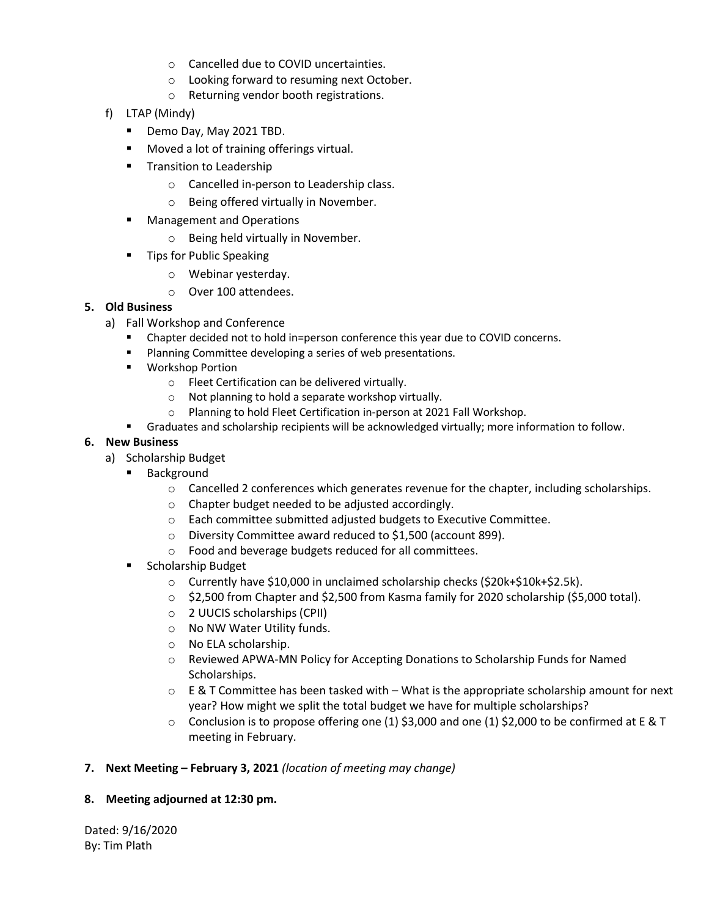- Cancelled due to COVID uncertainties.
    - Looking forward to resuming next October.
    - Returning vendor booth registrations.

f) LTAP (Mindy)
  - Demo Day, May 2021 TBD.
  - Moved a lot of training offerings virtual.
  - Transition to Leadership
    - Cancelled in-person to Leadership class.
    - Being offered virtually in November.
  - Management and Operations
    - Being held virtually in November.
  - Tips for Public Speaking
    - Webinar yesterday.
    - Over 100 attendees.

**5. Old Business**

a) Fall Workshop and Conference
  - Chapter decided not to hold in=person conference this year due to COVID concerns.
  - Planning Committee developing a series of web presentations.
  - Workshop Portion
    - Fleet Certification can be delivered virtually.
    - Not planning to hold a separate workshop virtually.
    - Planning to hold Fleet Certification in-person at 2021 Fall Workshop.
  - Graduates and scholarship recipients will be acknowledged virtually; more information to follow.

**6. New Business**

a) Scholarship Budget
  - Background
    - Cancelled 2 conferences which generates revenue for the chapter, including scholarships.
    - Chapter budget needed to be adjusted accordingly.
    - Each committee submitted adjusted budgets to Executive Committee.
    - Diversity Committee award reduced to $1,500 (account 899).
    - Food and beverage budgets reduced for all committees.
  - Scholarship Budget
    - Currently have $10,000 in unclaimed scholarship checks ($20k+$10k+$2.5k).
    - $2,500 from Chapter and $2,500 from Kasma family for 2020 scholarship ($5,000 total).
    - 2 UUCIS scholarships (CPII)
    - No NW Water Utility funds.
    - No ELA scholarship.
    - Reviewed APWA-MN Policy for Accepting Donations to Scholarship Funds for Named Scholarships.
    - E & T Committee has been tasked with – What is the appropriate scholarship amount for next year? How might we split the total budget we have for multiple scholarships?
    - Conclusion is to propose offering one (1) $3,000 and one (1) $2,000 to be confirmed at E & T meeting in February.

**7. Next Meeting – February 3, 2021** *(location of meeting may change)*

**8. Meeting adjourned at 12:30 pm.**

Dated: 9/16/2020
By: Tim Plath